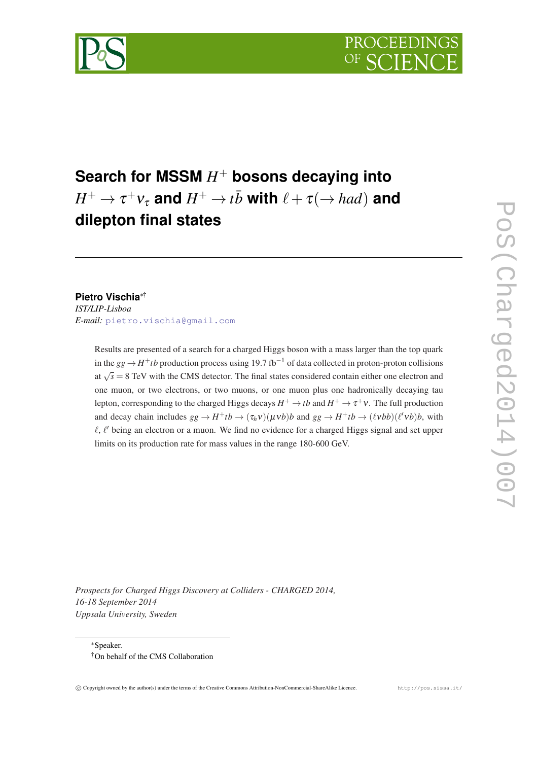# Search for MSSM $H^+$ bosons decaying into $H^+ \to \tau^+\nu_\tau$ and $H^+ \to t\bar{b}$ with $\ell + \tau(\to had)$ and dilepton final states

**Pietro Vischia**[*†]
*IST/LIP-Lisboa*
*E-mail:* pietro.vischia@gmail.com

Results are presented of a search for a charged Higgs boson with a mass larger than the top quark in the $gg \to H^+tb$ production process using 19.7 fb$^{-1}$ of data collected in proton-proton collisions at $\sqrt{s} = 8$ TeV with the CMS detector. The final states considered contain either one electron and one muon, or two electrons, or two muons, or one muon plus one hadronically decaying tau lepton, corresponding to the charged Higgs decays $H^+ \to tb$ and $H^+ \to \tau^+\nu$. The full production and decay chain includes $gg \to H^+tb \to (\tau_h\nu)(\mu\nu b)b$ and $gg \to H^+tb \to (\ell\nu bb)(\ell'\nu b)b$, with $\ell$, $\ell'$ being an electron or a muon. We find no evidence for a charged Higgs signal and set upper limits on its production rate for mass values in the range 180-600 GeV.

*Prospects for Charged Higgs Discovery at Colliders - CHARGED 2014,*
*16-18 September 2014*
*Uppsala University, Sweden*

*Speaker.
†On behalf of the CMS Collaboration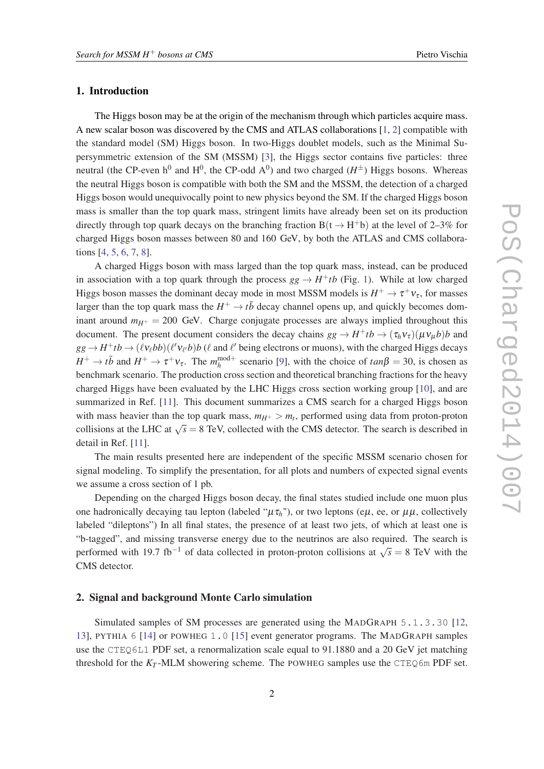## 1. Introduction

The Higgs boson may be at the origin of the mechanism through which particles acquire mass. A new scalar boson was discovered by the CMS and ATLAS collaborations [1, 2] compatible with the standard model (SM) Higgs boson. In two-Higgs doublet models, such as the Minimal Supersymmetric extension of the SM (MSSM) [3], the Higgs sector contains five particles: three neutral (the CP-even $\mathrm{h}^0$ and $\mathrm{H}^0$, the CP-odd $\mathrm{A}^0$) and two charged ($H^{\pm}$) Higgs bosons. Whereas the neutral Higgs boson is compatible with both the SM and the MSSM, the detection of a charged Higgs boson would unequivocally point to new physics beyond the SM. If the charged Higgs boson mass is smaller than the top quark mass, stringent limits have already been set on its production directly through top quark decays on the branching fraction $\mathrm{B}(\mathrm{t} \rightarrow \mathrm{H}^{+}\mathrm{b})$ at the level of 2–3% for charged Higgs boson masses between 80 and 160 GeV, by both the ATLAS and CMS collaborations [4, 5, 6, 7, 8].

A charged Higgs boson with mass larged than the top quark mass, instead, can be produced in association with a top quark through the process $gg \rightarrow H^{+}tb$ (Fig. 1). While at low charged Higgs boson masses the dominant decay mode in most MSSM models is $H^{+} \rightarrow \tau^{+}\nu_{\tau}$, for masses larger than the top quark mass the $H^{+} \rightarrow t\bar{b}$ decay channel opens up, and quickly becomes dominant around $m_{H^{+}} = 200$ GeV. Charge conjugate processes are always implied throughout this document. The present document considers the decay chains $gg \rightarrow H^{+}tb \rightarrow (\tau_h\nu_{\tau})(\mu\nu_{\mu}b)b$ and $gg \rightarrow H^{+}tb \rightarrow (\ell\nu_{\ell}bb)(\ell'\nu_{\ell'}b)b$ ($\ell$ and $\ell'$ being electrons or muons), with the charged Higgs decays $H^{+} \rightarrow t\bar{b}$ and $H^{+} \rightarrow \tau^{+}\nu_{\tau}$. The $m_h^{\mathrm{mod+}}$ scenario [9], with the choice of $tan\beta = 30$, is chosen as benchmark scenario. The production cross section and theoretical branching fractions for the heavy charged Higgs have been evaluated by the LHC Higgs cross section working group [10], and are summarized in Ref. [11]. This document summarizes a CMS search for a charged Higgs boson with mass heavier than the top quark mass, $m_{H^{+}} > m_t$, performed using data from proton-proton collisions at the LHC at $\sqrt{s} = 8$ TeV, collected with the CMS detector. The search is described in detail in Ref. [11].

The main results presented here are independent of the specific MSSM scenario chosen for signal modeling. To simplify the presentation, for all plots and numbers of expected signal events we assume a cross section of 1 pb.

Depending on the charged Higgs boson decay, the final states studied include one muon plus one hadronically decaying tau lepton (labeled "$\mu\tau_h$"), or two leptons ($\mathrm{e}\mu$, ee, or $\mu\mu$, collectively labeled "dileptons") In all final states, the presence of at least two jets, of which at least one is "b-tagged", and missing transverse energy due to the neutrinos are also required. The search is performed with 19.7 $\mathrm{fb}^{-1}$ of data collected in proton-proton collisions at $\sqrt{s} = 8$ TeV with the CMS detector.

## 2. Signal and background Monte Carlo simulation

Simulated samples of SM processes are generated using the MADGRAPH 5.1.3.30 [12, 13], PYTHIA 6 [14] or POWHEG 1.0 [15] event generator programs. The MADGRAPH samples use the CTEQ6L1 PDF set, a renormalization scale equal to 91.1880 and a 20 GeV jet matching threshold for the $K_T$-MLM showering scheme. The POWHEG samples use the CTEQ6m PDF set.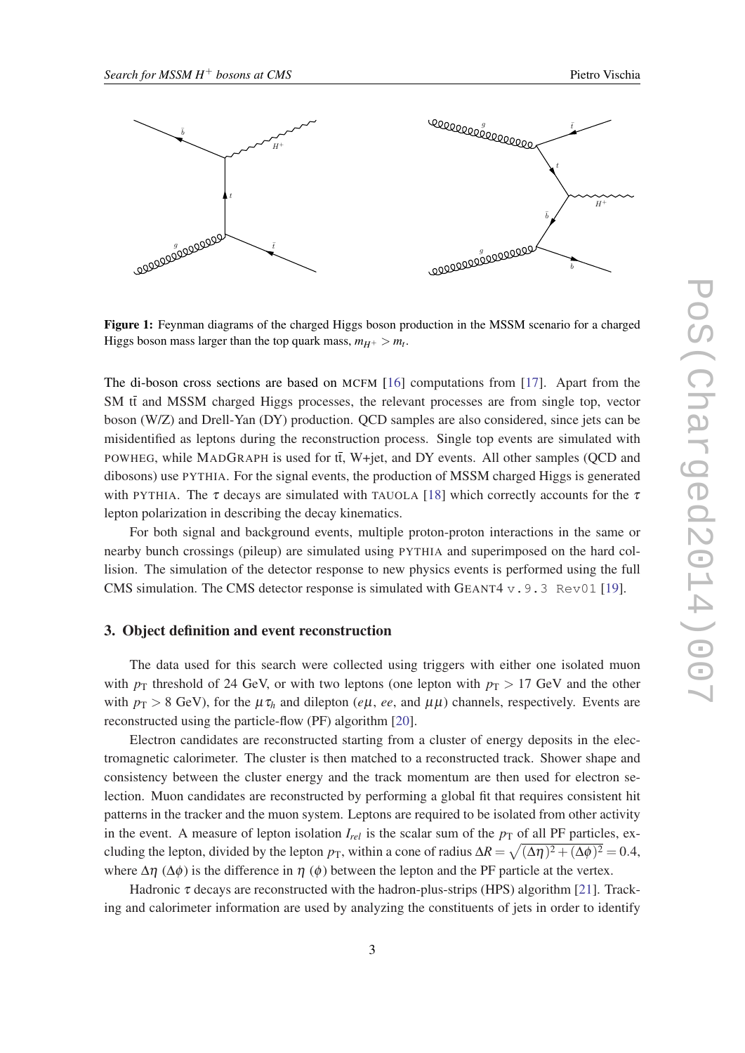**Figure 1:** Feynman diagrams of the charged Higgs boson production in the MSSM scenario for a charged Higgs boson mass larger than the top quark mass, $m_{H^+} > m_t$.

The di-boson cross sections are based on MCFM [16] computations from [17]. Apart from the SM $t\bar{t}$ and MSSM charged Higgs processes, the relevant processes are from single top, vector boson (W/Z) and Drell-Yan (DY) production. QCD samples are also considered, since jets can be misidentified as leptons during the reconstruction process. Single top events are simulated with POWHEG, while MADGRAPH is used for $t\bar{t}$, W+jet, and DY events. All other samples (QCD and dibosons) use PYTHIA. For the signal events, the production of MSSM charged Higgs is generated with PYTHIA. The $\tau$ decays are simulated with TAUOLA [18] which correctly accounts for the $\tau$ lepton polarization in describing the decay kinematics.

For both signal and background events, multiple proton-proton interactions in the same or nearby bunch crossings (pileup) are simulated using PYTHIA and superimposed on the hard collision. The simulation of the detector response to new physics events is performed using the full CMS simulation. The CMS detector response is simulated with GEANT4 `v.9.3 Rev01` [19].

## 3. Object definition and event reconstruction

The data used for this search were collected using triggers with either one isolated muon with $p_{\mathrm{T}}$ threshold of 24 GeV, or with two leptons (one lepton with $p_{\mathrm{T}} > 17$ GeV and the other with $p_{\mathrm{T}} > 8$ GeV), for the $\mu\tau_h$ and dilepton ($e\mu$, $ee$, and $\mu\mu$) channels, respectively. Events are reconstructed using the particle-flow (PF) algorithm [20].

Electron candidates are reconstructed starting from a cluster of energy deposits in the electromagnetic calorimeter. The cluster is then matched to a reconstructed track. Shower shape and consistency between the cluster energy and the track momentum are then used for electron selection. Muon candidates are reconstructed by performing a global fit that requires consistent hit patterns in the tracker and the muon system. Leptons are required to be isolated from other activity in the event. A measure of lepton isolation $I_{rel}$ is the scalar sum of the $p_{\mathrm{T}}$ of all PF particles, excluding the lepton, divided by the lepton $p_{\mathrm{T}}$, within a cone of radius $\Delta R = \sqrt{(\Delta\eta)^2 + (\Delta\phi)^2} = 0.4$, where $\Delta\eta$ ($\Delta\phi$) is the difference in $\eta$ ($\phi$) between the lepton and the PF particle at the vertex.

Hadronic $\tau$ decays are reconstructed with the hadron-plus-strips (HPS) algorithm [21]. Tracking and calorimeter information are used by analyzing the constituents of jets in order to identify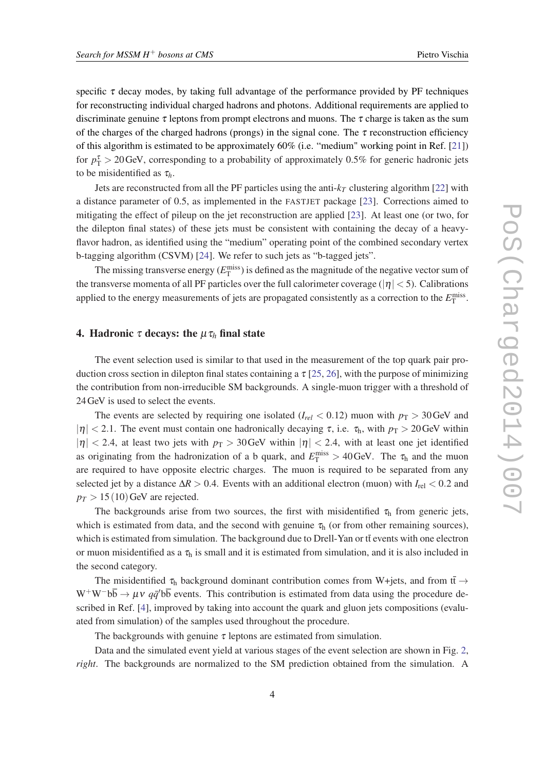specific $\tau$ decay modes, by taking full advantage of the performance provided by PF techniques for reconstructing individual charged hadrons and photons. Additional requirements are applied to discriminate genuine $\tau$ leptons from prompt electrons and muons. The $\tau$ charge is taken as the sum of the charges of the charged hadrons (prongs) in the signal cone. The $\tau$ reconstruction efficiency of this algorithm is estimated to be approximately 60% (i.e. "medium" working point in Ref. [21]) for $p_{\mathrm{T}}^{\tau} > 20\,\mathrm{GeV}$, corresponding to a probability of approximately 0.5% for generic hadronic jets to be misidentified as $\tau_h$.

Jets are reconstructed from all the PF particles using the anti-$k_T$ clustering algorithm [22] with a distance parameter of 0.5, as implemented in the FASTJET package [23]. Corrections aimed to mitigating the effect of pileup on the jet reconstruction are applied [23]. At least one (or two, for the dilepton final states) of these jets must be consistent with containing the decay of a heavy-flavor hadron, as identified using the "medium" operating point of the combined secondary vertex b-tagging algorithm (CSVM) [24]. We refer to such jets as "b-tagged jets".

The missing transverse energy ($E_{\mathrm{T}}^{\mathrm{miss}}$) is defined as the magnitude of the negative vector sum of the transverse momenta of all PF particles over the full calorimeter coverage ($|\eta| < 5$). Calibrations applied to the energy measurements of jets are propagated consistently as a correction to the $E_{\mathrm{T}}^{\mathrm{miss}}$.

## 4. Hadronic $\tau$ decays: the $\mu\tau_h$ final state

The event selection used is similar to that used in the measurement of the top quark pair production cross section in dilepton final states containing a $\tau$ [25, 26], with the purpose of minimizing the contribution from non-irreducible SM backgrounds. A single-muon trigger with a threshold of 24 GeV is used to select the events.

The events are selected by requiring one isolated ($I_{rel} < 0.12$) muon with $p_{\mathrm{T}} > 30\,\mathrm{GeV}$ and $|\eta| < 2.1$. The event must contain one hadronically decaying $\tau$, i.e. $\tau_{\mathrm{h}}$, with $p_{\mathrm{T}} > 20\,\mathrm{GeV}$ within $|\eta| < 2.4$, at least two jets with $p_{\mathrm{T}} > 30\,\mathrm{GeV}$ within $|\eta| < 2.4$, with at least one jet identified as originating from the hadronization of a b quark, and $E_{\mathrm{T}}^{\mathrm{miss}} > 40\,\mathrm{GeV}$. The $\tau_{\mathrm{h}}$ and the muon are required to have opposite electric charges. The muon is required to be separated from any selected jet by a distance $\Delta R > 0.4$. Events with an additional electron (muon) with $I_{\mathrm{rel}} < 0.2$ and $p_T > 15\,(10)\,\mathrm{GeV}$ are rejected.

The backgrounds arise from two sources, the first with misidentified $\tau_{\mathrm{h}}$ from generic jets, which is estimated from data, and the second with genuine $\tau_{\mathrm{h}}$ (or from other remaining sources), which is estimated from simulation. The background due to Drell-Yan or $\mathrm{t\bar{t}}$ events with one electron or muon misidentified as a $\tau_{\mathrm{h}}$ is small and it is estimated from simulation, and it is also included in the second category.

The misidentified $\tau_{\mathrm{h}}$ background dominant contribution comes from W+jets, and from $\mathrm{t\bar{t}} \to \mathrm{W^+W^-b\bar{b}} \to \mu\nu\, q\bar{q}'\mathrm{b\bar{b}}$ events. This contribution is estimated from data using the procedure described in Ref. [4], improved by taking into account the quark and gluon jets compositions (evaluated from simulation) of the samples used throughout the procedure.

The backgrounds with genuine $\tau$ leptons are estimated from simulation.

Data and the simulated event yield at various stages of the event selection are shown in Fig. 2, *right*. The backgrounds are normalized to the SM prediction obtained from the simulation. A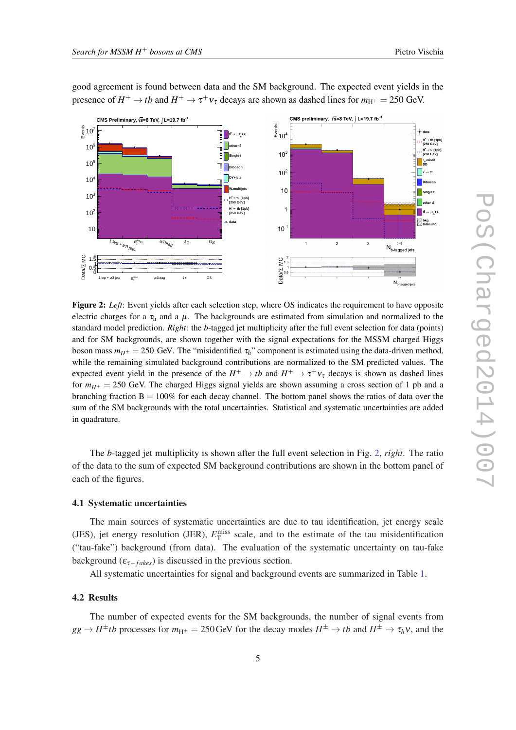good agreement is found between data and the SM background. The expected event yields in the presence of $H^+ \to tb$ and $H^+ \to \tau^+\nu_\tau$ decays are shown as dashed lines for $m_{H^+} = 250$ GeV.

**Figure 2:** *Left*: Event yields after each selection step, where OS indicates the requirement to have opposite electric charges for a $\tau_h$ and a $\mu$. The backgrounds are estimated from simulation and normalized to the standard model prediction. *Right*: the $b$-tagged jet multiplicity after the full event selection for data (points) and for SM backgrounds, are shown together with the signal expectations for the MSSM charged Higgs boson mass $m_{H^\pm} = 250$ GeV. The "misidentified $\tau_h$" component is estimated using the data-driven method, while the remaining simulated background contributions are normalized to the SM predicted values. The expected event yield in the presence of the $H^+ \to tb$ and $H^+ \to \tau^+\nu_\tau$ decays is shown as dashed lines for $m_{H^+} = 250$ GeV. The charged Higgs signal yields are shown assuming a cross section of 1 pb and a branching fraction $\mathrm{B} = 100\%$ for each decay channel. The bottom panel shows the ratios of data over the sum of the SM backgrounds with the total uncertainties. Statistical and systematic uncertainties are added in quadrature.

The $b$-tagged jet multiplicity is shown after the full event selection in Fig. 2, *right*. The ratio of the data to the sum of expected SM background contributions are shown in the bottom panel of each of the figures.

### 4.1 Systematic uncertainties

The main sources of systematic uncertainties are due to tau identification, jet energy scale (JES), jet energy resolution (JER), $E_{\mathrm{T}}^{\mathrm{miss}}$ scale, and to the estimate of the tau misidentification ("tau-fake") background (from data). The evaluation of the systematic uncertainty on tau-fake background ($\varepsilon_{\tau-fakes}$) is discussed in the previous section.

All systematic uncertainties for signal and background events are summarized in Table 1.

### 4.2 Results

The number of expected events for the SM backgrounds, the number of signal events from $gg \to H^\pm tb$ processes for $m_{H^\pm} = 250\,\mathrm{GeV}$ for the decay modes $H^\pm \to tb$ and $H^\pm \to \tau_h\nu$, and the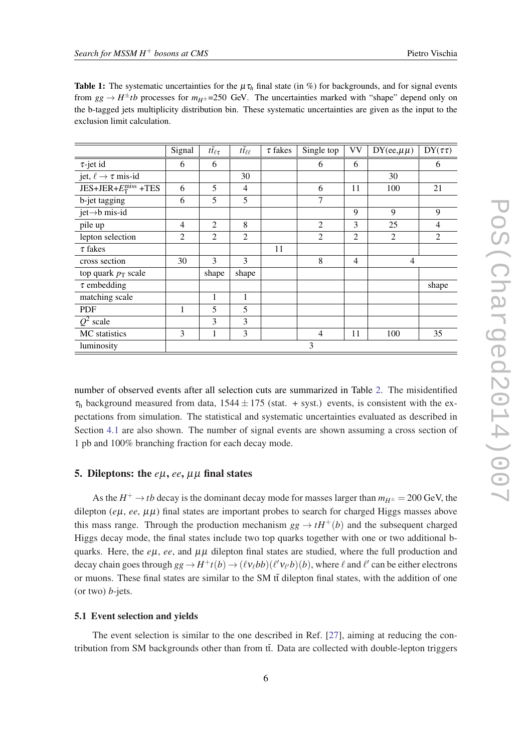**Table 1:** The systematic uncertainties for the $\mu\tau_h$ final state (in %) for backgrounds, and for signal events from $gg \to H^{\pm}tb$ processes for $m_{H^{\pm}}$=250 GeV. The uncertainties marked with "shape" depend only on the b-tagged jets multiplicity distribution bin. These systematic uncertainties are given as the input to the exclusion limit calculation.

| | Signal | $t\bar{t}_{\ell\tau}$ | $t\bar{t}_{\ell\ell}$ | $\tau$ fakes | Single top | VV | DY(ee,$\mu\mu$) | DY($\tau\tau$) |
|---|---|---|---|---|---|---|---|---|
| $\tau$-jet id | 6 | 6 | | | 6 | 6 | | 6 |
| jet, $\ell \to \tau$ mis-id | | | 30 | | | | 30 | |
| JES+JER+$E_{\mathrm{T}}^{\mathrm{miss}}$ +TES | 6 | 5 | 4 | | 6 | 11 | 100 | 21 |
| b-jet tagging | 6 | 5 | 5 | | 7 | | | |
| jet$\to$b mis-id | | | | | | 9 | 9 | 9 |
| pile up | 4 | 2 | 8 | | 2 | 3 | 25 | 4 |
| lepton selection | 2 | 2 | 2 | | 2 | 2 | 2 | 2 |
| $\tau$ fakes | | | | 11 | | | | |
| cross section | 30 | 3 | 3 | | 8 | 4 | 4 | |
| top quark $p_{\mathrm{T}}$ scale | | shape | shape | | | | | |
| $\tau$ embedding | | | | | | | | shape |
| matching scale | | 1 | 1 | | | | | |
| PDF | 1 | 5 | 5 | | | | | |
| $Q^2$ scale | | 3 | 3 | | | | | |
| MC statistics | 3 | 1 | 3 | | 4 | 11 | 100 | 35 |
| luminosity | 3 | | | | | | | |

number of observed events after all selection cuts are summarized in Table 2. The misidentified $\tau_{\mathrm{h}}$ background measured from data, $1544 \pm 175$ (stat. + syst.) events, is consistent with the expectations from simulation. The statistical and systematic uncertainties evaluated as described in Section 4.1 are also shown. The number of signal events are shown assuming a cross section of 1 pb and 100% branching fraction for each decay mode.

## 5. Dileptons: the $e\mu$, $ee$, $\mu\mu$ final states

As the $H^+ \to tb$ decay is the dominant decay mode for masses larger than $m_{H^{\pm}} = 200$ GeV, the dilepton ($e\mu$, $ee$, $\mu\mu$) final states are important probes to search for charged Higgs masses above this mass range. Through the production mechanism $gg \to tH^+(b)$ and the subsequent charged Higgs decay mode, the final states include two top quarks together with one or two additional b-quarks. Here, the $e\mu$, $ee$, and $\mu\mu$ dilepton final states are studied, where the full production and decay chain goes through $gg \to H^+t(b) \to (\ell\nu_\ell bb)(\ell'\nu_{\ell'}b)(b)$, where $\ell$ and $\ell'$ can be either electrons or muons. These final states are similar to the SM $\mathrm{t\bar{t}}$ dilepton final states, with the addition of one (or two) $b$-jets.

### 5.1 Event selection and yields

The event selection is similar to the one described in Ref. [27], aiming at reducing the contribution from SM backgrounds other than from $\mathrm{t\bar{t}}$. Data are collected with double-lepton triggers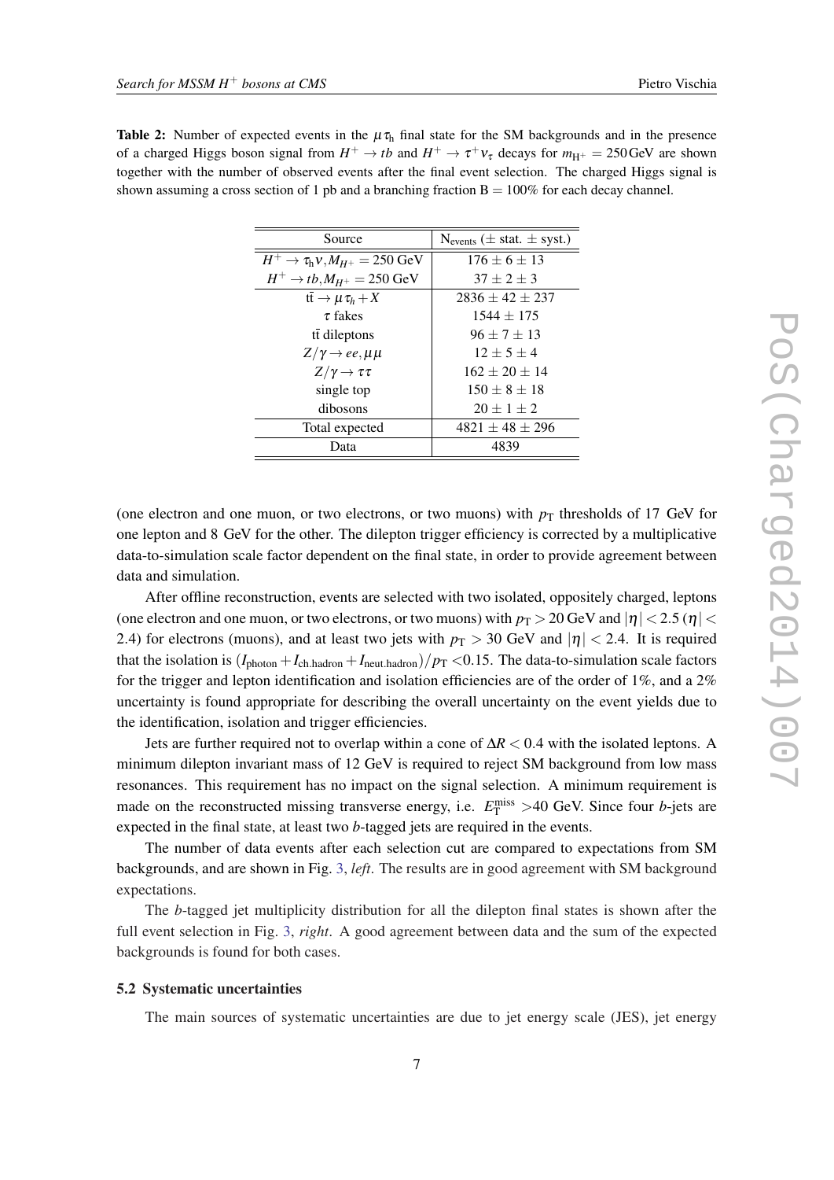**Table 2:** Number of expected events in the $\mu\tau_h$ final state for the SM backgrounds and in the presence of a charged Higgs boson signal from $H^+ \to tb$ and $H^+ \to \tau^+\nu_\tau$ decays for $m_{H^+} = 250\,\text{GeV}$ are shown together with the number of observed events after the final event selection. The charged Higgs signal is shown assuming a cross section of 1 pb and a branching fraction B = 100% for each decay channel.

| Source | $N_{\text{events}}$ ($\pm$ stat. $\pm$ syst.) |
|---|---|
| $H^+ \to \tau_h\nu, M_{H^+} = 250$ GeV | $176 \pm 6 \pm 13$ |
| $H^+ \to tb, M_{H^+} = 250$ GeV | $37 \pm 2 \pm 3$ |
| $t\bar{t} \to \mu\tau_h + X$ | $2836 \pm 42 \pm 237$ |
| $\tau$ fakes | $1544 \pm 175$ |
| $t\bar{t}$ dileptons | $96 \pm 7 \pm 13$ |
| $Z/\gamma \to ee, \mu\mu$ | $12 \pm 5 \pm 4$ |
| $Z/\gamma \to \tau\tau$ | $162 \pm 20 \pm 14$ |
| single top | $150 \pm 8 \pm 18$ |
| dibosons | $20 \pm 1 \pm 2$ |
| Total expected | $4821 \pm 48 \pm 296$ |
| Data | 4839 |

(one electron and one muon, or two electrons, or two muons) with $p_T$ thresholds of 17 GeV for one lepton and 8 GeV for the other. The dilepton trigger efficiency is corrected by a multiplicative data-to-simulation scale factor dependent on the final state, in order to provide agreement between data and simulation.

After offline reconstruction, events are selected with two isolated, oppositely charged, leptons (one electron and one muon, or two electrons, or two muons) with $p_T > 20\,\text{GeV}$ and $|\eta| < 2.5$ ($|\eta| < 2.4$) for electrons (muons), and at least two jets with $p_T > 30$ GeV and $|\eta| < 2.4$. It is required that the isolation is $(I_{\text{photon}} + I_{\text{ch.hadron}} + I_{\text{neut.hadron}})/p_T < 0.15$. The data-to-simulation scale factors for the trigger and lepton identification and isolation efficiencies are of the order of 1%, and a 2% uncertainty is found appropriate for describing the overall uncertainty on the event yields due to the identification, isolation and trigger efficiencies.

Jets are further required not to overlap within a cone of $\Delta R < 0.4$ with the isolated leptons. A minimum dilepton invariant mass of 12 GeV is required to reject SM background from low mass resonances. This requirement has no impact on the signal selection. A minimum requirement is made on the reconstructed missing transverse energy, i.e. $E_T^{\text{miss}} > 40$ GeV. Since four *b*-jets are expected in the final state, at least two *b*-tagged jets are required in the events.

The number of data events after each selection cut are compared to expectations from SM backgrounds, and are shown in Fig. 3, *left*. The results are in good agreement with SM background expectations.

The *b*-tagged jet multiplicity distribution for all the dilepton final states is shown after the full event selection in Fig. 3, *right*. A good agreement between data and the sum of the expected backgrounds is found for both cases.

### 5.2 Systematic uncertainties

The main sources of systematic uncertainties are due to jet energy scale (JES), jet energy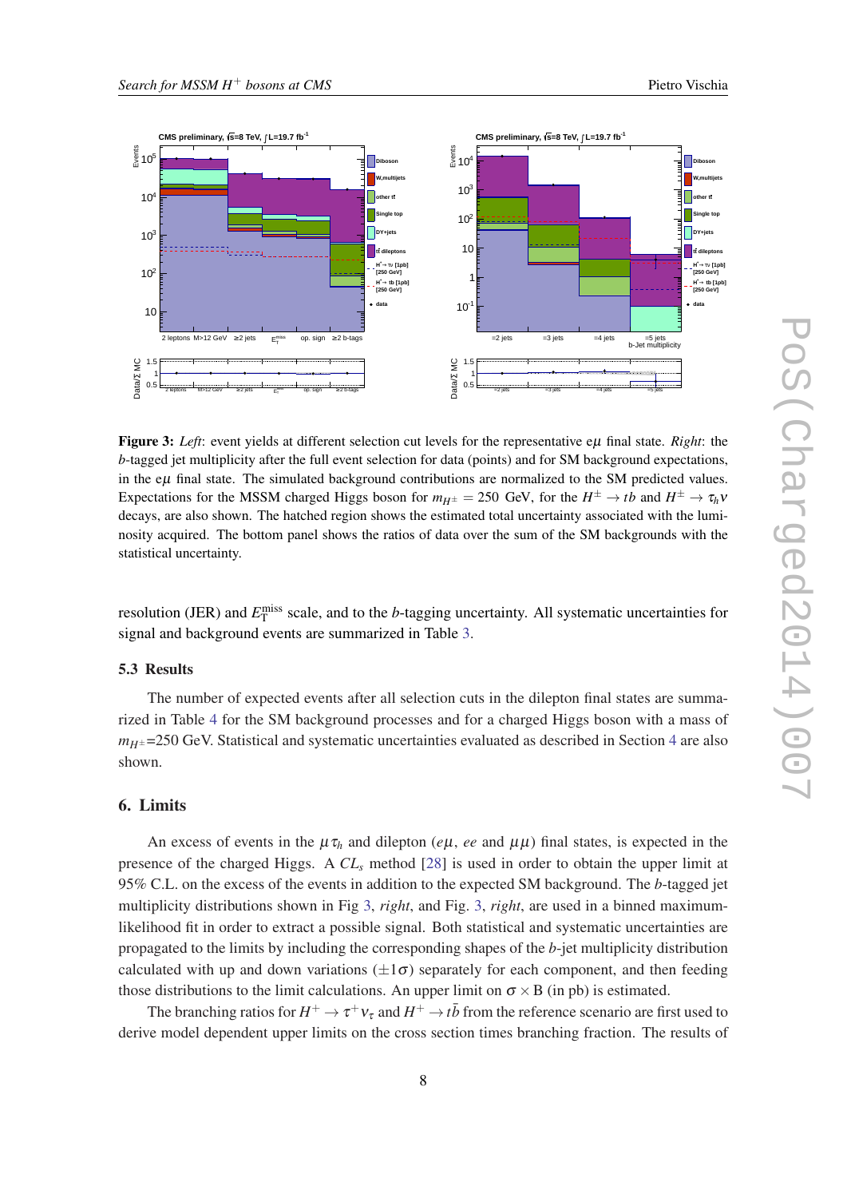**Figure 3:** *Left*: event yields at different selection cut levels for the representative e$\mu$ final state. *Right*: the $b$-tagged jet multiplicity after the full event selection for data (points) and for SM background expectations, in the e$\mu$ final state. The simulated background contributions are normalized to the SM predicted values. Expectations for the MSSM charged Higgs boson for $m_{H^{\pm}} = 250$ GeV, for the $H^{\pm} \to tb$ and $H^{\pm} \to \tau_h \nu$ decays, are also shown. The hatched region shows the estimated total uncertainty associated with the luminosity acquired. The bottom panel shows the ratios of data over the sum of the SM backgrounds with the statistical uncertainty.

resolution (JER) and $E_{\mathrm{T}}^{\mathrm{miss}}$ scale, and to the $b$-tagging uncertainty. All systematic uncertainties for signal and background events are summarized in Table 3.

### 5.3 Results

The number of expected events after all selection cuts in the dilepton final states are summarized in Table 4 for the SM background processes and for a charged Higgs boson with a mass of $m_{H^{\pm}}$=250 GeV. Statistical and systematic uncertainties evaluated as described in Section 4 are also shown.

## 6. Limits

An excess of events in the $\mu\tau_h$ and dilepton ($e\mu$, $ee$ and $\mu\mu$) final states, is expected in the presence of the charged Higgs. A $CL_s$ method [28] is used in order to obtain the upper limit at 95% C.L. on the excess of the events in addition to the expected SM background. The $b$-tagged jet multiplicity distributions shown in Fig 3, *right*, and Fig. 3, *right*, are used in a binned maximum-likelihood fit in order to extract a possible signal. Both statistical and systematic uncertainties are propagated to the limits by including the corresponding shapes of the $b$-jet multiplicity distribution calculated with up and down variations ($\pm 1\sigma$) separately for each component, and then feeding those distributions to the limit calculations. An upper limit on $\sigma \times$ B (in pb) is estimated.

The branching ratios for $H^{+} \to \tau^{+}\nu_{\tau}$ and $H^{+} \to t\bar{b}$ from the reference scenario are first used to derive model dependent upper limits on the cross section times branching fraction. The results of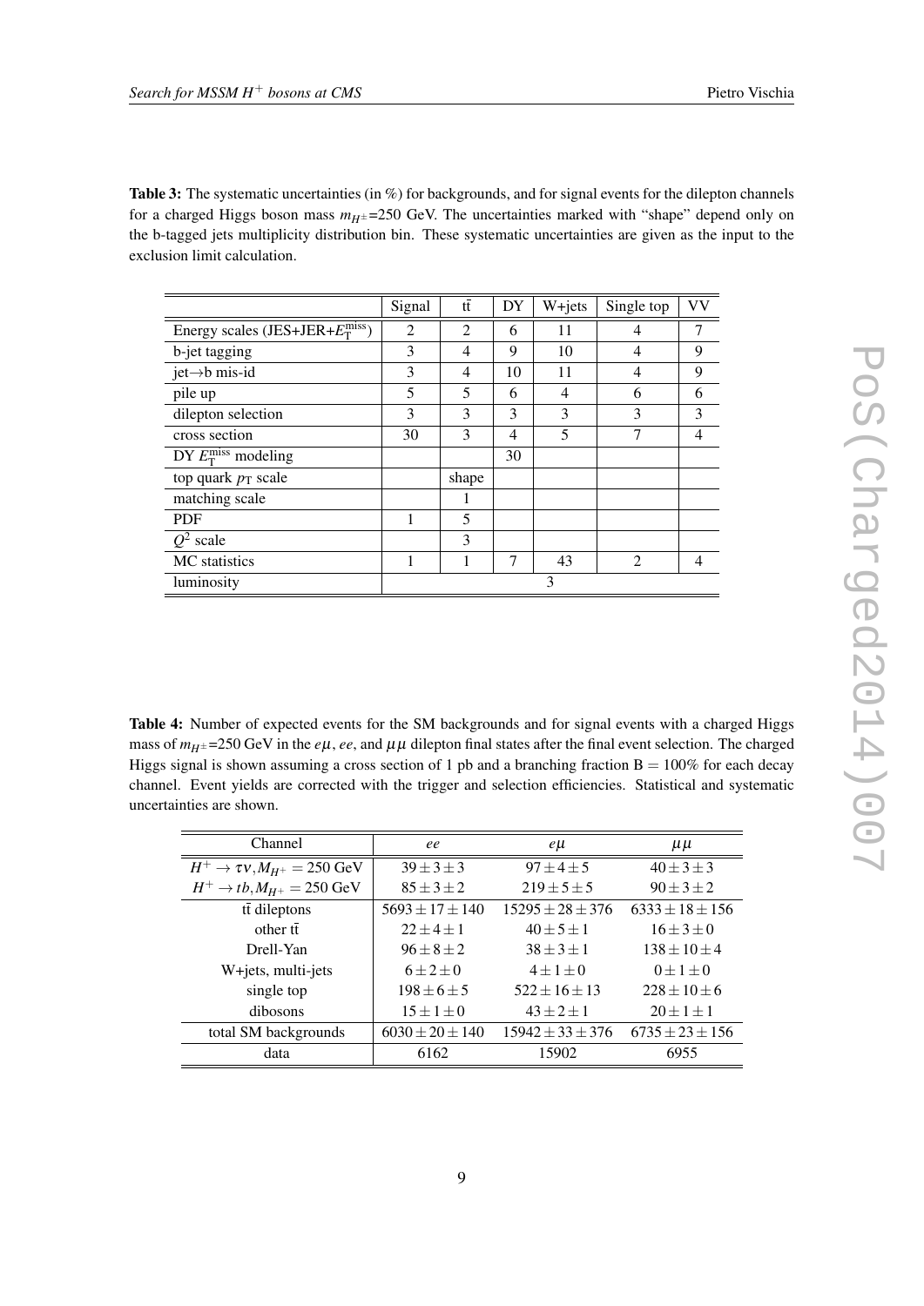**Table 3:** The systematic uncertainties (in %) for backgrounds, and for signal events for the dilepton channels for a charged Higgs boson mass $m_{H^{\pm}}$=250 GeV. The uncertainties marked with "shape" depend only on the b-tagged jets multiplicity distribution bin. These systematic uncertainties are given as the input to the exclusion limit calculation.

| | Signal | $t\bar{t}$ | DY | W+jets | Single top | VV |
|---|---|---|---|---|---|---|
| Energy scales (JES+JER+$E_{\mathrm{T}}^{\mathrm{miss}}$) | 2 | 2 | 6 | 11 | 4 | 7 |
| b-jet tagging | 3 | 4 | 9 | 10 | 4 | 9 |
| jet→b mis-id | 3 | 4 | 10 | 11 | 4 | 9 |
| pile up | 5 | 5 | 6 | 4 | 6 | 6 |
| dilepton selection | 3 | 3 | 3 | 3 | 3 | 3 |
| cross section | 30 | 3 | 4 | 5 | 7 | 4 |
| DY $E_{\mathrm{T}}^{\mathrm{miss}}$ modeling | | | 30 | | | |
| top quark $p_{\mathrm{T}}$ scale | | shape | | | | |
| matching scale | | 1 | | | | |
| PDF | 1 | 5 | | | | |
| $Q^2$ scale | | 3 | | | | |
| MC statistics | 1 | 1 | 7 | 43 | 2 | 4 |
| luminosity | 3 | | | | | |

**Table 4:** Number of expected events for the SM backgrounds and for signal events with a charged Higgs mass of $m_{H^{\pm}}$=250 GeV in the $e\mu$, $ee$, and $\mu\mu$ dilepton final states after the final event selection. The charged Higgs signal is shown assuming a cross section of 1 pb and a branching fraction B = 100% for each decay channel. Event yields are corrected with the trigger and selection efficiencies. Statistical and systematic uncertainties are shown.

| Channel | $ee$ | $e\mu$ | $\mu\mu$ |
|---|---|---|---|
| $H^+ \to \tau\nu, M_{H^+} = 250$ GeV | $39 \pm 3 \pm 3$ | $97 \pm 4 \pm 5$ | $40 \pm 3 \pm 3$ |
| $H^+ \to tb, M_{H^+} = 250$ GeV | $85 \pm 3 \pm 2$ | $219 \pm 5 \pm 5$ | $90 \pm 3 \pm 2$ |
| $t\bar{t}$ dileptons | $5693 \pm 17 \pm 140$ | $15295 \pm 28 \pm 376$ | $6333 \pm 18 \pm 156$ |
| other $t\bar{t}$ | $22 \pm 4 \pm 1$ | $40 \pm 5 \pm 1$ | $16 \pm 3 \pm 0$ |
| Drell-Yan | $96 \pm 8 \pm 2$ | $38 \pm 3 \pm 1$ | $138 \pm 10 \pm 4$ |
| W+jets, multi-jets | $6 \pm 2 \pm 0$ | $4 \pm 1 \pm 0$ | $0 \pm 1 \pm 0$ |
| single top | $198 \pm 6 \pm 5$ | $522 \pm 16 \pm 13$ | $228 \pm 10 \pm 6$ |
| dibosons | $15 \pm 1 \pm 0$ | $43 \pm 2 \pm 1$ | $20 \pm 1 \pm 1$ |
| total SM backgrounds | $6030 \pm 20 \pm 140$ | $15942 \pm 33 \pm 376$ | $6735 \pm 23 \pm 156$ |
| data | 6162 | 15902 | 6955 |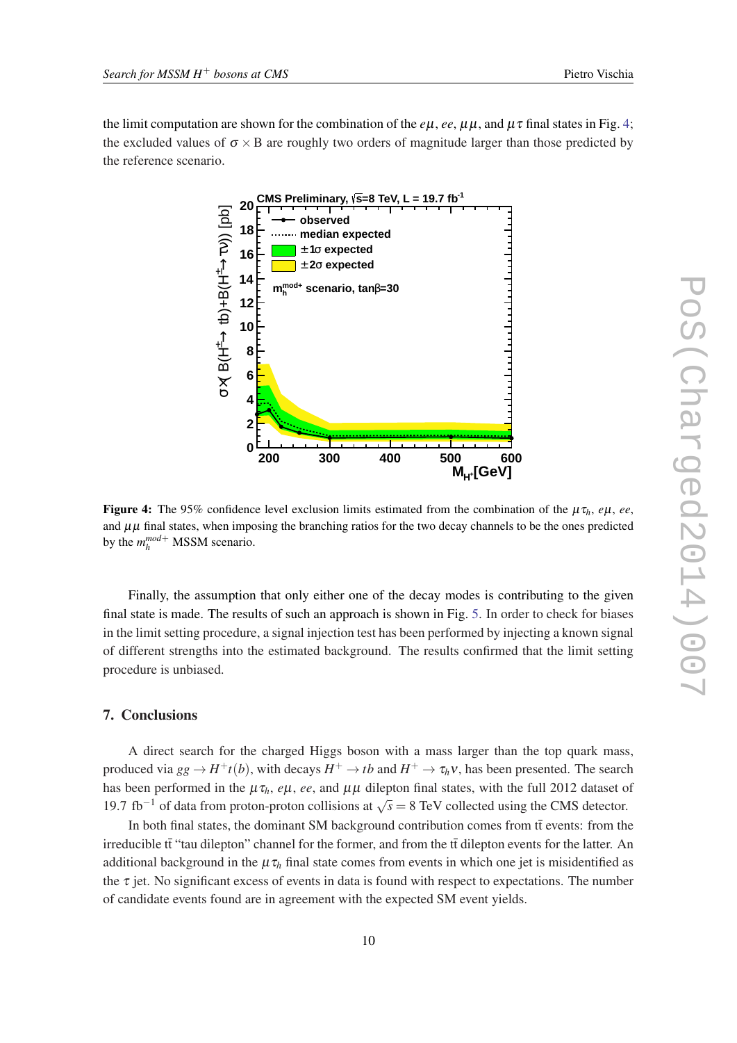the limit computation are shown for the combination of the $e\mu$, $ee$, $\mu\mu$, and $\mu\tau$ final states in Fig. 4; the excluded values of $\sigma \times$ B are roughly two orders of magnitude larger than those predicted by the reference scenario.

**Figure 4:** The 95% confidence level exclusion limits estimated from the combination of the $\mu\tau_h$, $e\mu$, $ee$, and $\mu\mu$ final states, when imposing the branching ratios for the two decay channels to be the ones predicted by the $m_h^{mod+}$ MSSM scenario.

Finally, the assumption that only either one of the decay modes is contributing to the given final state is made. The results of such an approach is shown in Fig. 5. In order to check for biases in the limit setting procedure, a signal injection test has been performed by injecting a known signal of different strengths into the estimated background. The results confirmed that the limit setting procedure is unbiased.

## 7. Conclusions

A direct search for the charged Higgs boson with a mass larger than the top quark mass, produced via $gg \to H^+t(b)$, with decays $H^+ \to tb$ and $H^+ \to \tau_h\nu$, has been presented. The search has been performed in the $\mu\tau_h$, $e\mu$, $ee$, and $\mu\mu$ dilepton final states, with the full 2012 dataset of 19.7 fb$^{-1}$ of data from proton-proton collisions at $\sqrt{s} = 8$ TeV collected using the CMS detector.

In both final states, the dominant SM background contribution comes from $\mathrm{t\bar{t}}$ events: from the irreducible $\mathrm{t\bar{t}}$ "tau dilepton" channel for the former, and from the $\mathrm{t\bar{t}}$ dilepton events for the latter. An additional background in the $\mu\tau_h$ final state comes from events in which one jet is misidentified as the $\tau$ jet. No significant excess of events in data is found with respect to expectations. The number of candidate events found are in agreement with the expected SM event yields.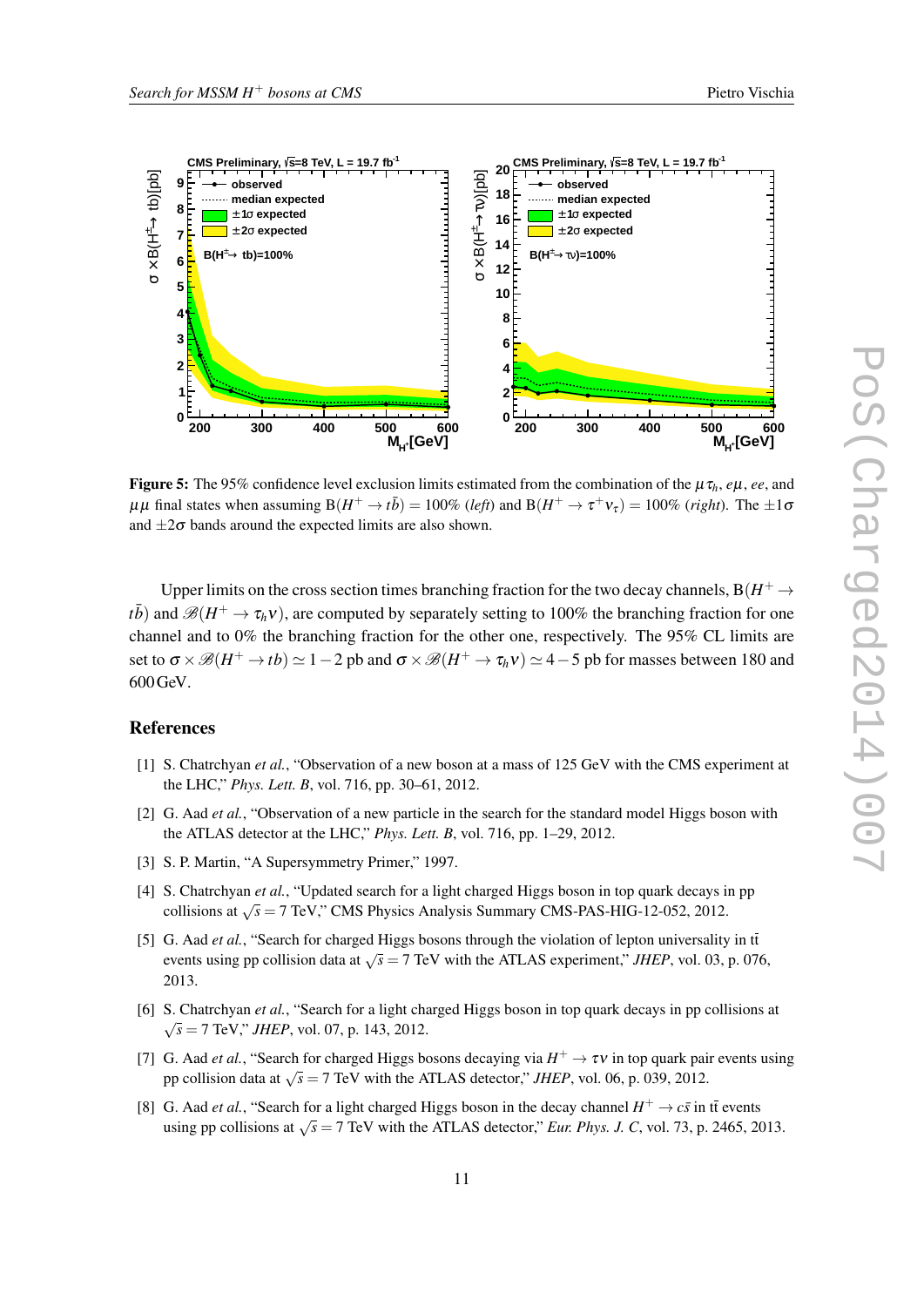**Figure 5:** The 95% confidence level exclusion limits estimated from the combination of the $\mu\tau_h$, $e\mu$, $ee$, and $\mu\mu$ final states when assuming $\mathrm{B}(H^+ \to t\bar{b}) = 100\%$ (*left*) and $\mathrm{B}(H^+ \to \tau^+\nu_\tau) = 100\%$ (*right*). The $\pm1\sigma$ and $\pm2\sigma$ bands around the expected limits are also shown.

Upper limits on the cross section times branching fraction for the two decay channels, $\mathrm{B}(H^+ \to t\bar{b})$ and $\mathscr{B}(H^+ \to \tau_h \nu)$, are computed by separately setting to 100% the branching fraction for one channel and to 0% the branching fraction for the other one, respectively. The 95% CL limits are set to $\sigma \times \mathscr{B}(H^+ \to tb) \simeq 1-2$ pb and $\sigma \times \mathscr{B}(H^+ \to \tau_h \nu) \simeq 4-5$ pb for masses between 180 and 600 GeV.

## References

[1] S. Chatrchyan *et al.*, "Observation of a new boson at a mass of 125 GeV with the CMS experiment at the LHC," *Phys. Lett. B*, vol. 716, pp. 30–61, 2012.

[2] G. Aad *et al.*, "Observation of a new particle in the search for the standard model Higgs boson with the ATLAS detector at the LHC," *Phys. Lett. B*, vol. 716, pp. 1–29, 2012.

[3] S. P. Martin, "A Supersymmetry Primer," 1997.

[4] S. Chatrchyan *et al.*, "Updated search for a light charged Higgs boson in top quark decays in pp collisions at $\sqrt{s} = 7$ TeV," CMS Physics Analysis Summary CMS-PAS-HIG-12-052, 2012.

[5] G. Aad *et al.*, "Search for charged Higgs bosons through the violation of lepton universality in $t\bar{t}$ events using pp collision data at $\sqrt{s} = 7$ TeV with the ATLAS experiment," *JHEP*, vol. 03, p. 076, 2013.

[6] S. Chatrchyan *et al.*, "Search for a light charged Higgs boson in top quark decays in pp collisions at $\sqrt{s} = 7$ TeV," *JHEP*, vol. 07, p. 143, 2012.

[7] G. Aad *et al.*, "Search for charged Higgs bosons decaying via $H^+ \to \tau\nu$ in top quark pair events using pp collision data at $\sqrt{s} = 7$ TeV with the ATLAS detector," *JHEP*, vol. 06, p. 039, 2012.

[8] G. Aad *et al.*, "Search for a light charged Higgs boson in the decay channel $H^+ \to c\bar{s}$ in $t\bar{t}$ events using pp collisions at $\sqrt{s} = 7$ TeV with the ATLAS detector," *Eur. Phys. J. C*, vol. 73, p. 2465, 2013.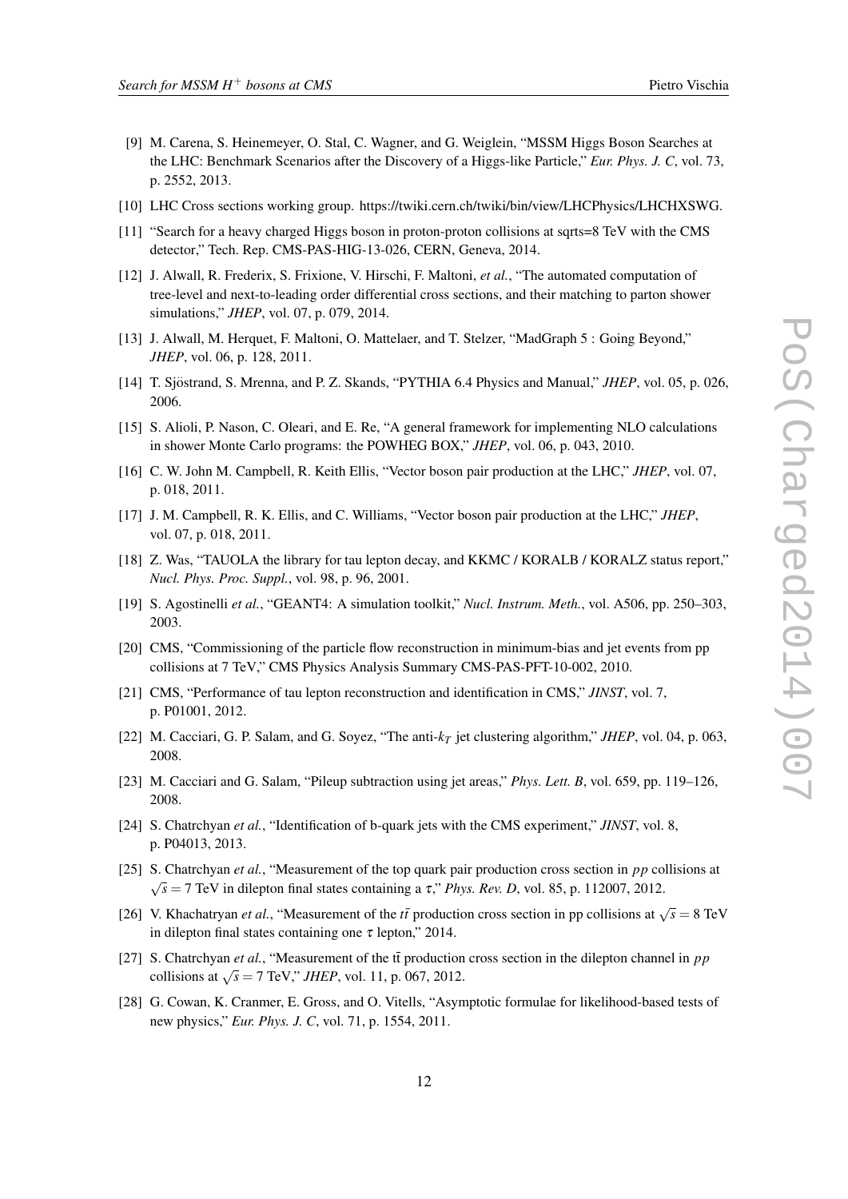[9] M. Carena, S. Heinemeyer, O. Stal, C. Wagner, and G. Weiglein, "MSSM Higgs Boson Searches at the LHC: Benchmark Scenarios after the Discovery of a Higgs-like Particle," *Eur. Phys. J. C*, vol. 73, p. 2552, 2013.

[10] LHC Cross sections working group. https://twiki.cern.ch/twiki/bin/view/LHCPhysics/LHCHXSWG.

[11] "Search for a heavy charged Higgs boson in proton-proton collisions at sqrts=8 TeV with the CMS detector," Tech. Rep. CMS-PAS-HIG-13-026, CERN, Geneva, 2014.

[12] J. Alwall, R. Frederix, S. Frixione, V. Hirschi, F. Maltoni, *et al.*, "The automated computation of tree-level and next-to-leading order differential cross sections, and their matching to parton shower simulations," *JHEP*, vol. 07, p. 079, 2014.

[13] J. Alwall, M. Herquet, F. Maltoni, O. Mattelaer, and T. Stelzer, "MadGraph 5 : Going Beyond," *JHEP*, vol. 06, p. 128, 2011.

[14] T. Sjöstrand, S. Mrenna, and P. Z. Skands, "PYTHIA 6.4 Physics and Manual," *JHEP*, vol. 05, p. 026, 2006.

[15] S. Alioli, P. Nason, C. Oleari, and E. Re, "A general framework for implementing NLO calculations in shower Monte Carlo programs: the POWHEG BOX," *JHEP*, vol. 06, p. 043, 2010.

[16] C. W. John M. Campbell, R. Keith Ellis, "Vector boson pair production at the LHC," *JHEP*, vol. 07, p. 018, 2011.

[17] J. M. Campbell, R. K. Ellis, and C. Williams, "Vector boson pair production at the LHC," *JHEP*, vol. 07, p. 018, 2011.

[18] Z. Was, "TAUOLA the library for tau lepton decay, and KKMC / KORALB / KORALZ status report," *Nucl. Phys. Proc. Suppl.*, vol. 98, p. 96, 2001.

[19] S. Agostinelli *et al.*, "GEANT4: A simulation toolkit," *Nucl. Instrum. Meth.*, vol. A506, pp. 250–303, 2003.

[20] CMS, "Commissioning of the particle flow reconstruction in minimum-bias and jet events from pp collisions at 7 TeV," CMS Physics Analysis Summary CMS-PAS-PFT-10-002, 2010.

[21] CMS, "Performance of tau lepton reconstruction and identification in CMS," *JINST*, vol. 7, p. P01001, 2012.

[22] M. Cacciari, G. P. Salam, and G. Soyez, "The anti-$k_T$ jet clustering algorithm," *JHEP*, vol. 04, p. 063, 2008.

[23] M. Cacciari and G. Salam, "Pileup subtraction using jet areas," *Phys. Lett. B*, vol. 659, pp. 119–126, 2008.

[24] S. Chatrchyan *et al.*, "Identification of b-quark jets with the CMS experiment," *JINST*, vol. 8, p. P04013, 2013.

[25] S. Chatrchyan *et al.*, "Measurement of the top quark pair production cross section in $pp$ collisions at $\sqrt{s} = 7$ TeV in dilepton final states containing a $\tau$," *Phys. Rev. D*, vol. 85, p. 112007, 2012.

[26] V. Khachatryan *et al.*, "Measurement of the $t\bar{t}$ production cross section in pp collisions at $\sqrt{s} = 8$ TeV in dilepton final states containing one $\tau$ lepton," 2014.

[27] S. Chatrchyan *et al.*, "Measurement of the $\mathrm{t\bar{t}}$ production cross section in the dilepton channel in $pp$ collisions at $\sqrt{s} = 7$ TeV," *JHEP*, vol. 11, p. 067, 2012.

[28] G. Cowan, K. Cranmer, E. Gross, and O. Vitells, "Asymptotic formulae for likelihood-based tests of new physics," *Eur. Phys. J. C*, vol. 71, p. 1554, 2011.